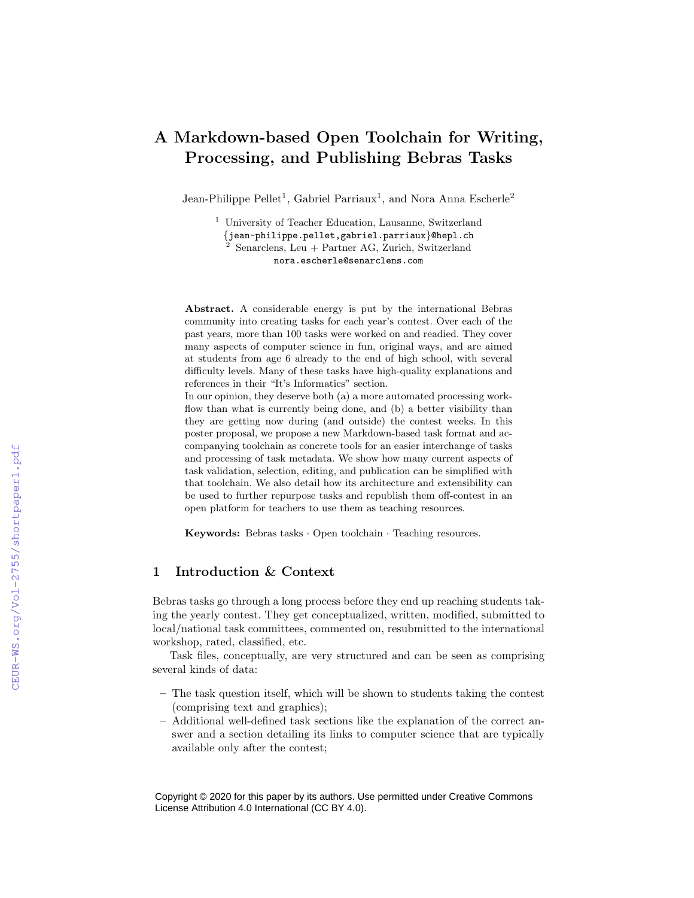# A Markdown-based Open Toolchain for Writing, Processing, and Publishing Bebras Tasks

Jean-Philippe Pellet[1], Gabriel Parriaux[1], and Nora Anna Escherle[2]

[1] University of Teacher Education, Lausanne, Switzerland
{jean-philippe.pellet,gabriel.parriaux}@hepl.ch
[2] Senarclens, Leu + Partner AG, Zurich, Switzerland
nora.escherle@senarclens.com

**Abstract.** A considerable energy is put by the international Bebras community into creating tasks for each year's contest. Over each of the past years, more than 100 tasks were worked on and readied. They cover many aspects of computer science in fun, original ways, and are aimed at students from age 6 already to the end of high school, with several difficulty levels. Many of these tasks have high-quality explanations and references in their "It's Informatics" section.
In our opinion, they deserve both (a) a more automated processing workflow than what is currently being done, and (b) a better visibility than they are getting now during (and outside) the contest weeks. In this poster proposal, we propose a new Markdown-based task format and accompanying toolchain as concrete tools for an easier interchange of tasks and processing of task metadata. We show how many current aspects of task validation, selection, editing, and publication can be simplified with that toolchain. We also detail how its architecture and extensibility can be used to further repurpose tasks and republish them off-contest in an open platform for teachers to use them as teaching resources.

**Keywords:** Bebras tasks · Open toolchain · Teaching resources.

## 1 Introduction & Context

Bebras tasks go through a long process before they end up reaching students taking the yearly contest. They get conceptualized, written, modified, submitted to local/national task committees, commented on, resubmitted to the international workshop, rated, classified, etc.

Task files, conceptually, are very structured and can be seen as comprising several kinds of data:

- The task question itself, which will be shown to students taking the contest (comprising text and graphics);
- Additional well-defined task sections like the explanation of the correct answer and a section detailing its links to computer science that are typically available only after the contest;

Copyright © 2020 for this paper by its authors. Use permitted under Creative Commons License Attribution 4.0 International (CC BY 4.0).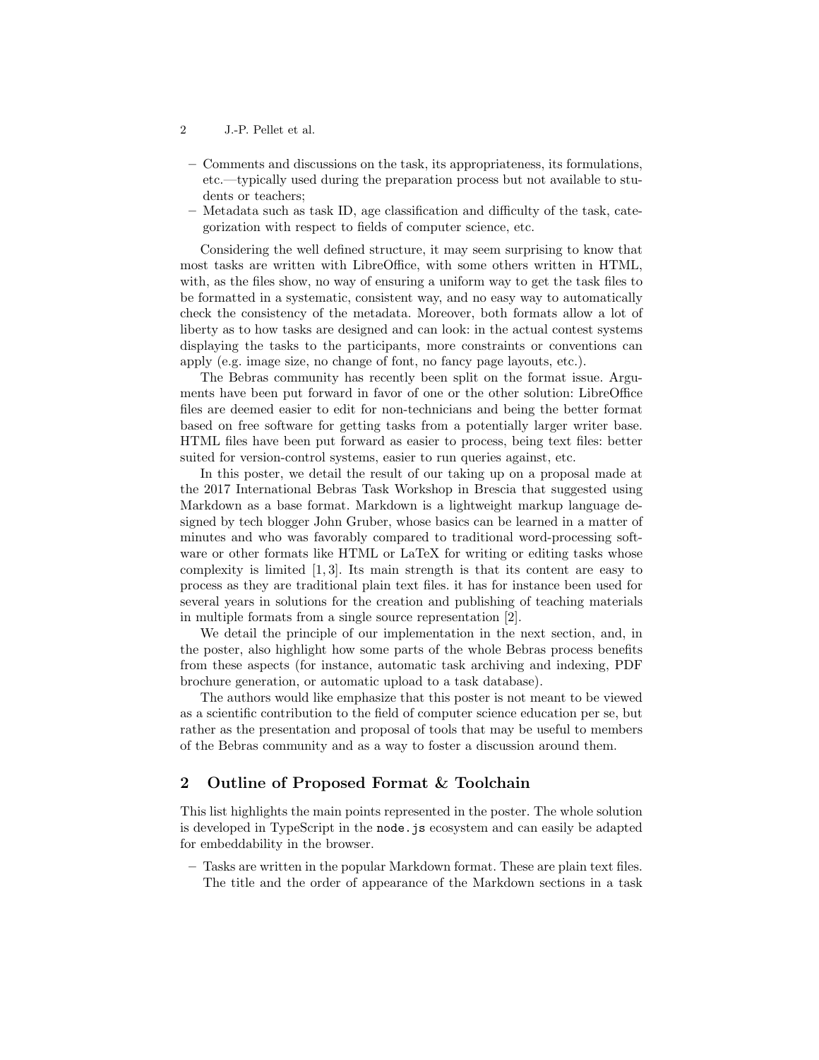- Comments and discussions on the task, its appropriateness, its formulations, etc.—typically used during the preparation process but not available to students or teachers;
- Metadata such as task ID, age classification and difficulty of the task, categorization with respect to fields of computer science, etc.

Considering the well defined structure, it may seem surprising to know that most tasks are written with LibreOffice, with some others written in HTML, with, as the files show, no way of ensuring a uniform way to get the task files to be formatted in a systematic, consistent way, and no easy way to automatically check the consistency of the metadata. Moreover, both formats allow a lot of liberty as to how tasks are designed and can look: in the actual contest systems displaying the tasks to the participants, more constraints or conventions can apply (e.g. image size, no change of font, no fancy page layouts, etc.).

The Bebras community has recently been split on the format issue. Arguments have been put forward in favor of one or the other solution: LibreOffice files are deemed easier to edit for non-technicians and being the better format based on free software for getting tasks from a potentially larger writer base. HTML files have been put forward as easier to process, being text files: better suited for version-control systems, easier to run queries against, etc.

In this poster, we detail the result of our taking up on a proposal made at the 2017 International Bebras Task Workshop in Brescia that suggested using Markdown as a base format. Markdown is a lightweight markup language designed by tech blogger John Gruber, whose basics can be learned in a matter of minutes and who was favorably compared to traditional word-processing software or other formats like HTML or LaTeX for writing or editing tasks whose complexity is limited [1, 3]. Its main strength is that its content are easy to process as they are traditional plain text files. it has for instance been used for several years in solutions for the creation and publishing of teaching materials in multiple formats from a single source representation [2].

We detail the principle of our implementation in the next section, and, in the poster, also highlight how some parts of the whole Bebras process benefits from these aspects (for instance, automatic task archiving and indexing, PDF brochure generation, or automatic upload to a task database).

The authors would like emphasize that this poster is not meant to be viewed as a scientific contribution to the field of computer science education per se, but rather as the presentation and proposal of tools that may be useful to members of the Bebras community and as a way to foster a discussion around them.

## 2 Outline of Proposed Format & Toolchain

This list highlights the main points represented in the poster. The whole solution is developed in TypeScript in the `node.js` ecosystem and can easily be adapted for embeddability in the browser.

- Tasks are written in the popular Markdown format. These are plain text files. The title and the order of appearance of the Markdown sections in a task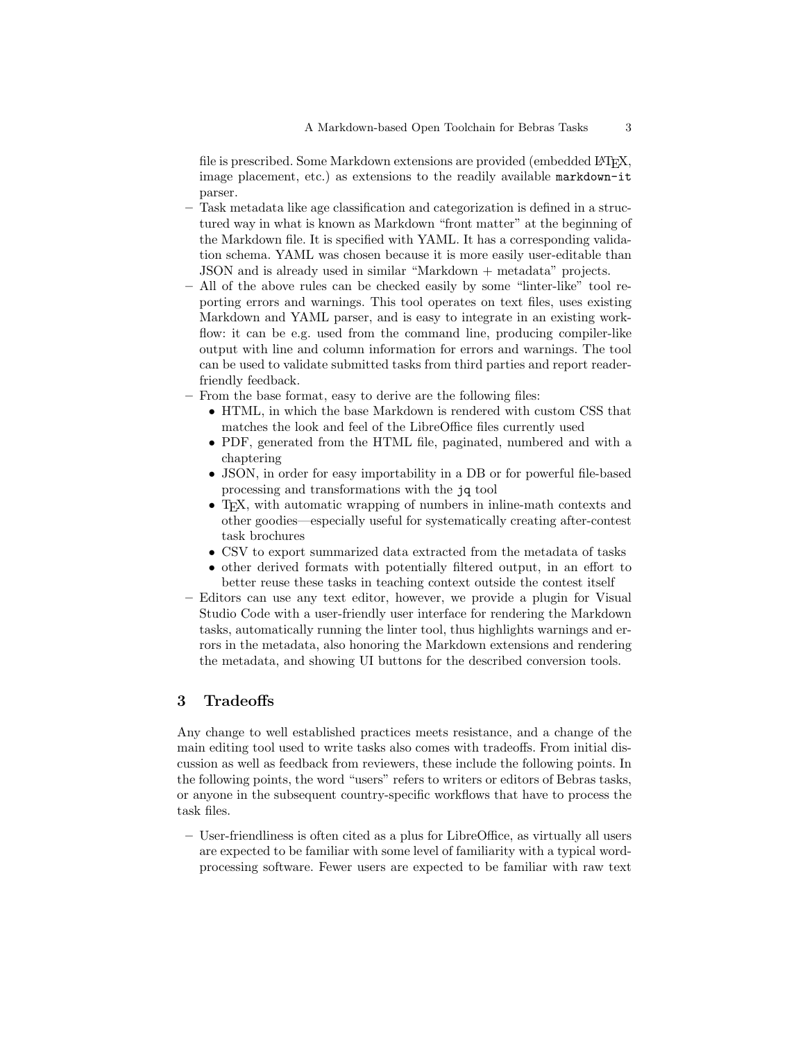file is prescribed. Some Markdown extensions are provided (embedded LaTeX, image placement, etc.) as extensions to the readily available `markdown-it` parser.

- Task metadata like age classification and categorization is defined in a structured way in what is known as Markdown "front matter" at the beginning of the Markdown file. It is specified with YAML. It has a corresponding validation schema. YAML was chosen because it is more easily user-editable than JSON and is already used in similar "Markdown + metadata" projects.
- All of the above rules can be checked easily by some "linter-like" tool reporting errors and warnings. This tool operates on text files, uses existing Markdown and YAML parser, and is easy to integrate in an existing workflow: it can be e.g. used from the command line, producing compiler-like output with line and column information for errors and warnings. The tool can be used to validate submitted tasks from third parties and report reader-friendly feedback.
- From the base format, easy to derive are the following files:
  - HTML, in which the base Markdown is rendered with custom CSS that matches the look and feel of the LibreOffice files currently used
  - PDF, generated from the HTML file, paginated, numbered and with a chaptering
  - JSON, in order for easy importability in a DB or for powerful file-based processing and transformations with the `jq` tool
  - TeX, with automatic wrapping of numbers in inline-math contexts and other goodies—especially useful for systematically creating after-contest task brochures
  - CSV to export summarized data extracted from the metadata of tasks
  - other derived formats with potentially filtered output, in an effort to better reuse these tasks in teaching context outside the contest itself
- Editors can use any text editor, however, we provide a plugin for Visual Studio Code with a user-friendly user interface for rendering the Markdown tasks, automatically running the linter tool, thus highlights warnings and errors in the metadata, also honoring the Markdown extensions and rendering the metadata, and showing UI buttons for the described conversion tools.

## 3 Tradeoffs

Any change to well established practices meets resistance, and a change of the main editing tool used to write tasks also comes with tradeoffs. From initial discussion as well as feedback from reviewers, these include the following points. In the following points, the word "users" refers to writers or editors of Bebras tasks, or anyone in the subsequent country-specific workflows that have to process the task files.

- User-friendliness is often cited as a plus for LibreOffice, as virtually all users are expected to be familiar with some level of familiarity with a typical word-processing software. Fewer users are expected to be familiar with raw text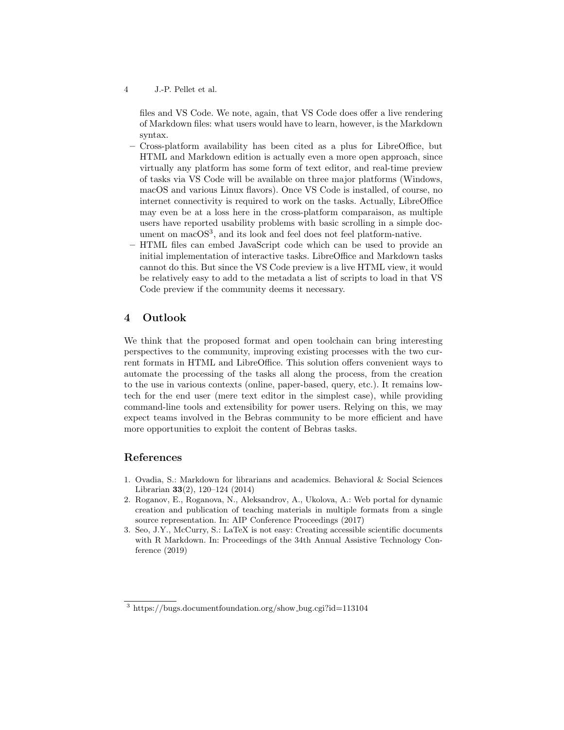files and VS Code. We note, again, that VS Code does offer a live rendering of Markdown files: what users would have to learn, however, is the Markdown syntax.

- Cross-platform availability has been cited as a plus for LibreOffice, but HTML and Markdown edition is actually even a more open approach, since virtually any platform has some form of text editor, and real-time preview of tasks via VS Code will be available on three major platforms (Windows, macOS and various Linux flavors). Once VS Code is installed, of course, no internet connectivity is required to work on the tasks. Actually, LibreOffice may even be at a loss here in the cross-platform comparaison, as multiple users have reported usability problems with basic scrolling in a simple document on macOS[3], and its look and feel does not feel platform-native.
- HTML files can embed JavaScript code which can be used to provide an initial implementation of interactive tasks. LibreOffice and Markdown tasks cannot do this. But since the VS Code preview is a live HTML view, it would be relatively easy to add to the metadata a list of scripts to load in that VS Code preview if the community deems it necessary.

## 4 Outlook

We think that the proposed format and open toolchain can bring interesting perspectives to the community, improving existing processes with the two current formats in HTML and LibreOffice. This solution offers convenient ways to automate the processing of the tasks all along the process, from the creation to the use in various contexts (online, paper-based, query, etc.). It remains low-tech for the end user (mere text editor in the simplest case), while providing command-line tools and extensibility for power users. Relying on this, we may expect teams involved in the Bebras community to be more efficient and have more opportunities to exploit the content of Bebras tasks.

## References

1. Ovadia, S.: Markdown for librarians and academics. Behavioral & Social Sciences Librarian **33**(2), 120–124 (2014)
2. Roganov, E., Roganova, N., Aleksandrov, A., Ukolova, A.: Web portal for dynamic creation and publication of teaching materials in multiple formats from a single source representation. In: AIP Conference Proceedings (2017)
3. Seo, J.Y., McCurry, S.: LaTeX is not easy: Creating accessible scientific documents with R Markdown. In: Proceedings of the 34th Annual Assistive Technology Conference (2019)

[3] https://bugs.documentfoundation.org/show_bug.cgi?id=113104